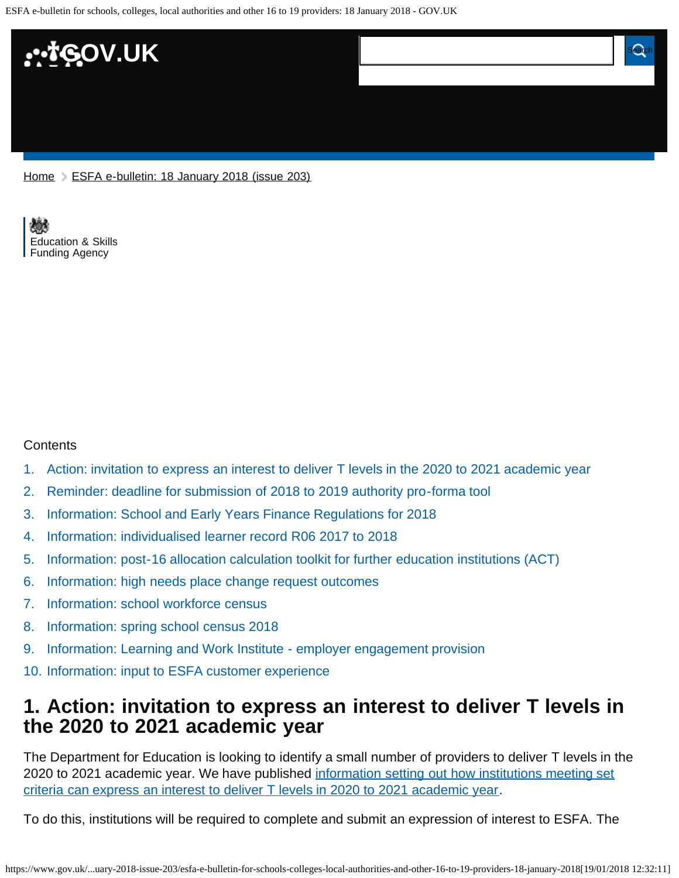Home > ESFA e-bulletin: 18 January 2018 (issue 203)

Education & Skills Funding Agency

Contents

1. Action: invitation to express an interest to deliver T levels in the 2020 to 2021 academic year
2. Reminder: deadline for submission of 2018 to 2019 authority pro-forma tool
3. Information: School and Early Years Finance Regulations for 2018
4. Information: individualised learner record R06 2017 to 2018
5. Information: post-16 allocation calculation toolkit for further education institutions (ACT)
6. Information: high needs place change request outcomes
7. Information: school workforce census
8. Information: spring school census 2018
9. Information: Learning and Work Institute - employer engagement provision
10. Information: input to ESFA customer experience

## 1. Action: invitation to express an interest to deliver T levels in the 2020 to 2021 academic year

The Department for Education is looking to identify a small number of providers to deliver T levels in the 2020 to 2021 academic year. We have published [information setting out how institutions meeting set criteria can express an interest to deliver T levels in 2020 to 2021 academic year](https://www.gov.uk/).

To do this, institutions will be required to complete and submit an expression of interest to ESFA. The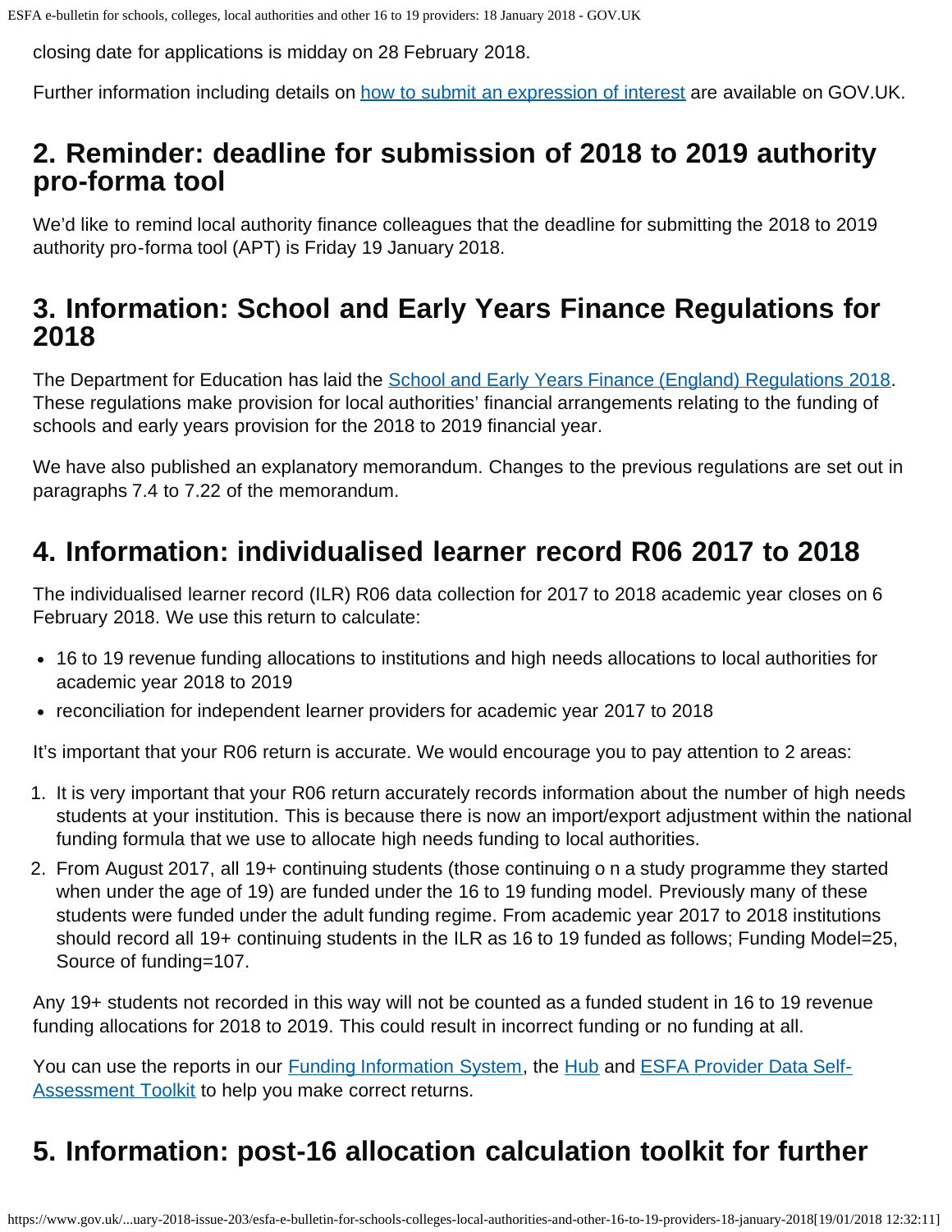closing date for applications is midday on 28 February 2018.

Further information including details on [how to submit an expression of interest](#) are available on GOV.UK.

## 2. Reminder: deadline for submission of 2018 to 2019 authority pro-forma tool

We'd like to remind local authority finance colleagues that the deadline for submitting the 2018 to 2019 authority pro-forma tool (APT) is Friday 19 January 2018.

## 3. Information: School and Early Years Finance Regulations for 2018

The Department for Education has laid the [School and Early Years Finance (England) Regulations 2018](#). These regulations make provision for local authorities' financial arrangements relating to the funding of schools and early years provision for the 2018 to 2019 financial year.

We have also published an explanatory memorandum. Changes to the previous regulations are set out in paragraphs 7.4 to 7.22 of the memorandum.

## 4. Information: individualised learner record R06 2017 to 2018

The individualised learner record (ILR) R06 data collection for 2017 to 2018 academic year closes on 6 February 2018. We use this return to calculate:

- 16 to 19 revenue funding allocations to institutions and high needs allocations to local authorities for academic year 2018 to 2019
- reconciliation for independent learner providers for academic year 2017 to 2018

It's important that your R06 return is accurate. We would encourage you to pay attention to 2 areas:

1. It is very important that your R06 return accurately records information about the number of high needs students at your institution. This is because there is now an import/export adjustment within the national funding formula that we use to allocate high needs funding to local authorities.
2. From August 2017, all 19+ continuing students (those continuing o n a study programme they started when under the age of 19) are funded under the 16 to 19 funding model. Previously many of these students were funded under the adult funding regime. From academic year 2017 to 2018 institutions should record all 19+ continuing students in the ILR as 16 to 19 funded as follows; Funding Model=25, Source of funding=107.

Any 19+ students not recorded in this way will not be counted as a funded student in 16 to 19 revenue funding allocations for 2018 to 2019. This could result in incorrect funding or no funding at all.

You can use the reports in our [Funding Information System](#), the [Hub](#) and [ESFA Provider Data Self-Assessment Toolkit](#) to help you make correct returns.

## 5. Information: post-16 allocation calculation toolkit for further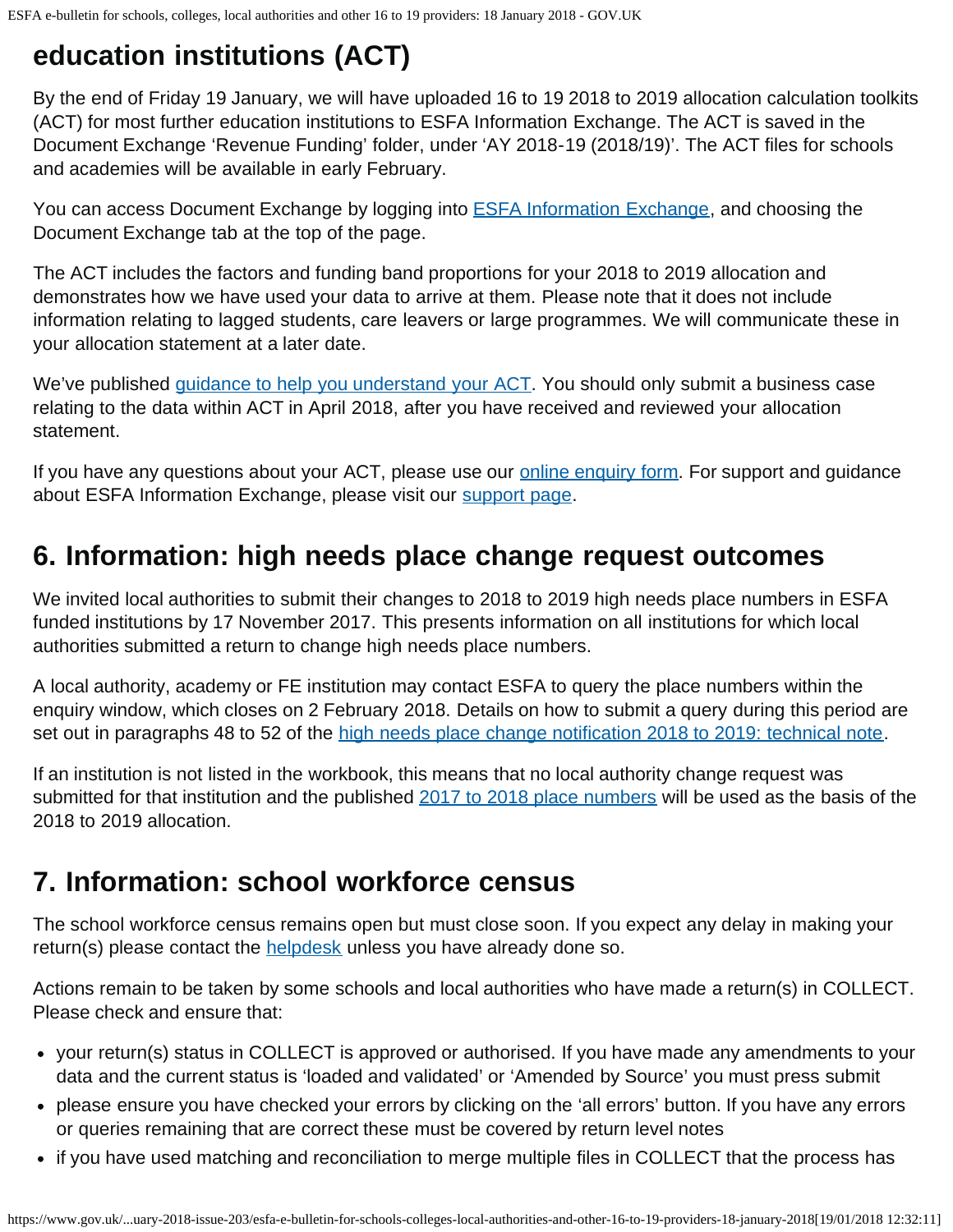## education institutions (ACT)

By the end of Friday 19 January, we will have uploaded 16 to 19 2018 to 2019 allocation calculation toolkits (ACT) for most further education institutions to ESFA Information Exchange. The ACT is saved in the Document Exchange 'Revenue Funding' folder, under 'AY 2018-19 (2018/19)'. The ACT files for schools and academies will be available in early February.

You can access Document Exchange by logging into [ESFA Information Exchange](), and choosing the Document Exchange tab at the top of the page.

The ACT includes the factors and funding band proportions for your 2018 to 2019 allocation and demonstrates how we have used your data to arrive at them. Please note that it does not include information relating to lagged students, care leavers or large programmes. We will communicate these in your allocation statement at a later date.

We've published [guidance to help you understand your ACT](). You should only submit a business case relating to the data within ACT in April 2018, after you have received and reviewed your allocation statement.

If you have any questions about your ACT, please use our [online enquiry form](). For support and guidance about ESFA Information Exchange, please visit our [support page]().

## 6. Information: high needs place change request outcomes

We invited local authorities to submit their changes to 2018 to 2019 high needs place numbers in ESFA funded institutions by 17 November 2017. This presents information on all institutions for which local authorities submitted a return to change high needs place numbers.

A local authority, academy or FE institution may contact ESFA to query the place numbers within the enquiry window, which closes on 2 February 2018. Details on how to submit a query during this period are set out in paragraphs 48 to 52 of the [high needs place change notification 2018 to 2019: technical note]().

If an institution is not listed in the workbook, this means that no local authority change request was submitted for that institution and the published [2017 to 2018 place numbers]() will be used as the basis of the 2018 to 2019 allocation.

## 7. Information: school workforce census

The school workforce census remains open but must close soon. If you expect any delay in making your return(s) please contact the [helpdesk]() unless you have already done so.

Actions remain to be taken by some schools and local authorities who have made a return(s) in COLLECT. Please check and ensure that:

- your return(s) status in COLLECT is approved or authorised. If you have made any amendments to your data and the current status is 'loaded and validated' or 'Amended by Source' you must press submit
- please ensure you have checked your errors by clicking on the 'all errors' button. If you have any errors or queries remaining that are correct these must be covered by return level notes
- if you have used matching and reconciliation to merge multiple files in COLLECT that the process has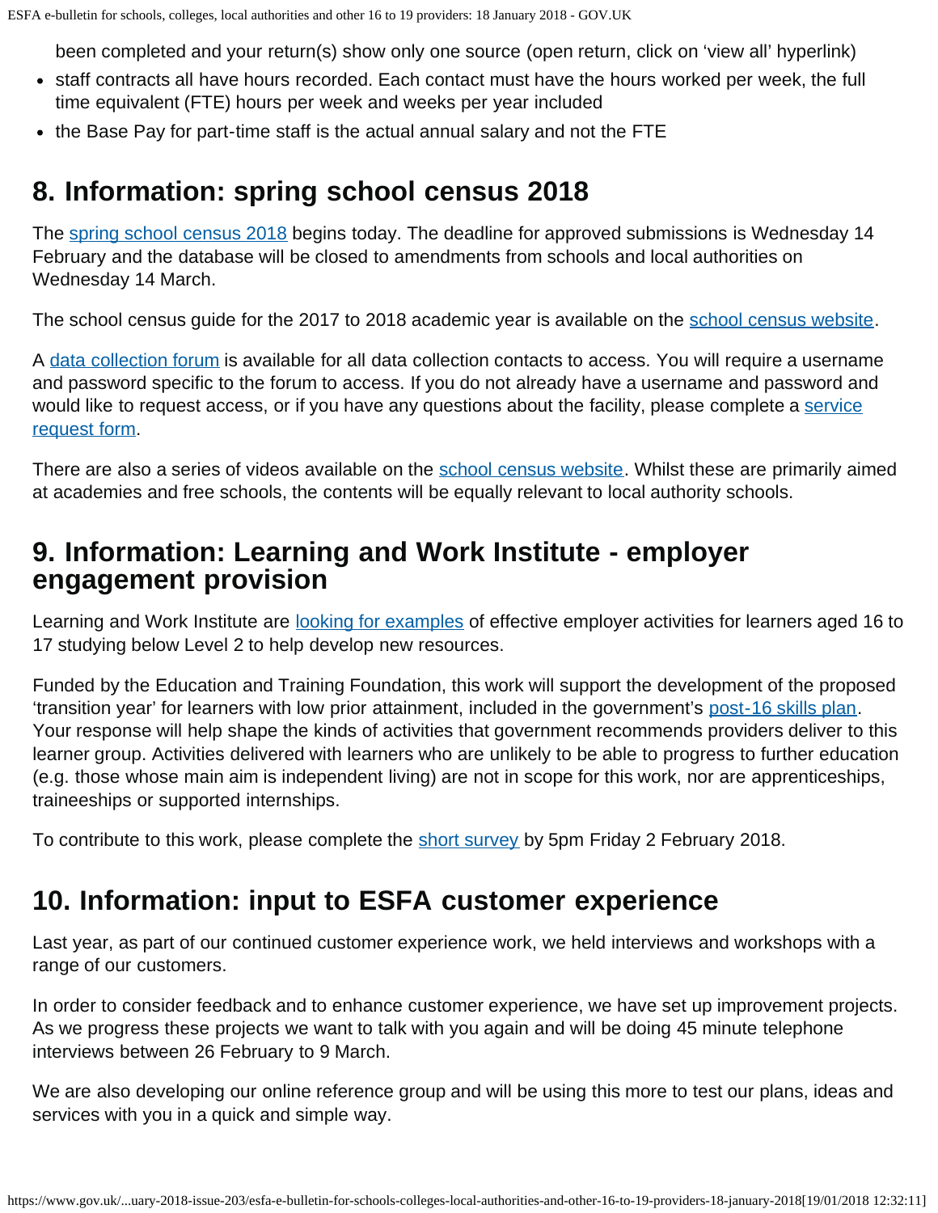been completed and your return(s) show only one source (open return, click on 'view all' hyperlink)

- staff contracts all have hours recorded. Each contact must have the hours worked per week, the full time equivalent (FTE) hours per week and weeks per year included
- the Base Pay for part-time staff is the actual annual salary and not the FTE

## 8. Information: spring school census 2018

The spring school census 2018 begins today. The deadline for approved submissions is Wednesday 14 February and the database will be closed to amendments from schools and local authorities on Wednesday 14 March.

The school census guide for the 2017 to 2018 academic year is available on the school census website.

A data collection forum is available for all data collection contacts to access. You will require a username and password specific to the forum to access. If you do not already have a username and password and would like to request access, or if you have any questions about the facility, please complete a service request form.

There are also a series of videos available on the school census website. Whilst these are primarily aimed at academies and free schools, the contents will be equally relevant to local authority schools.

## 9. Information: Learning and Work Institute - employer engagement provision

Learning and Work Institute are looking for examples of effective employer activities for learners aged 16 to 17 studying below Level 2 to help develop new resources.

Funded by the Education and Training Foundation, this work will support the development of the proposed 'transition year' for learners with low prior attainment, included in the government's post-16 skills plan. Your response will help shape the kinds of activities that government recommends providers deliver to this learner group. Activities delivered with learners who are unlikely to be able to progress to further education (e.g. those whose main aim is independent living) are not in scope for this work, nor are apprenticeships, traineeships or supported internships.

To contribute to this work, please complete the short survey by 5pm Friday 2 February 2018.

## 10. Information: input to ESFA customer experience

Last year, as part of our continued customer experience work, we held interviews and workshops with a range of our customers.

In order to consider feedback and to enhance customer experience, we have set up improvement projects. As we progress these projects we want to talk with you again and will be doing 45 minute telephone interviews between 26 February to 9 March.

We are also developing our online reference group and will be using this more to test our plans, ideas and services with you in a quick and simple way.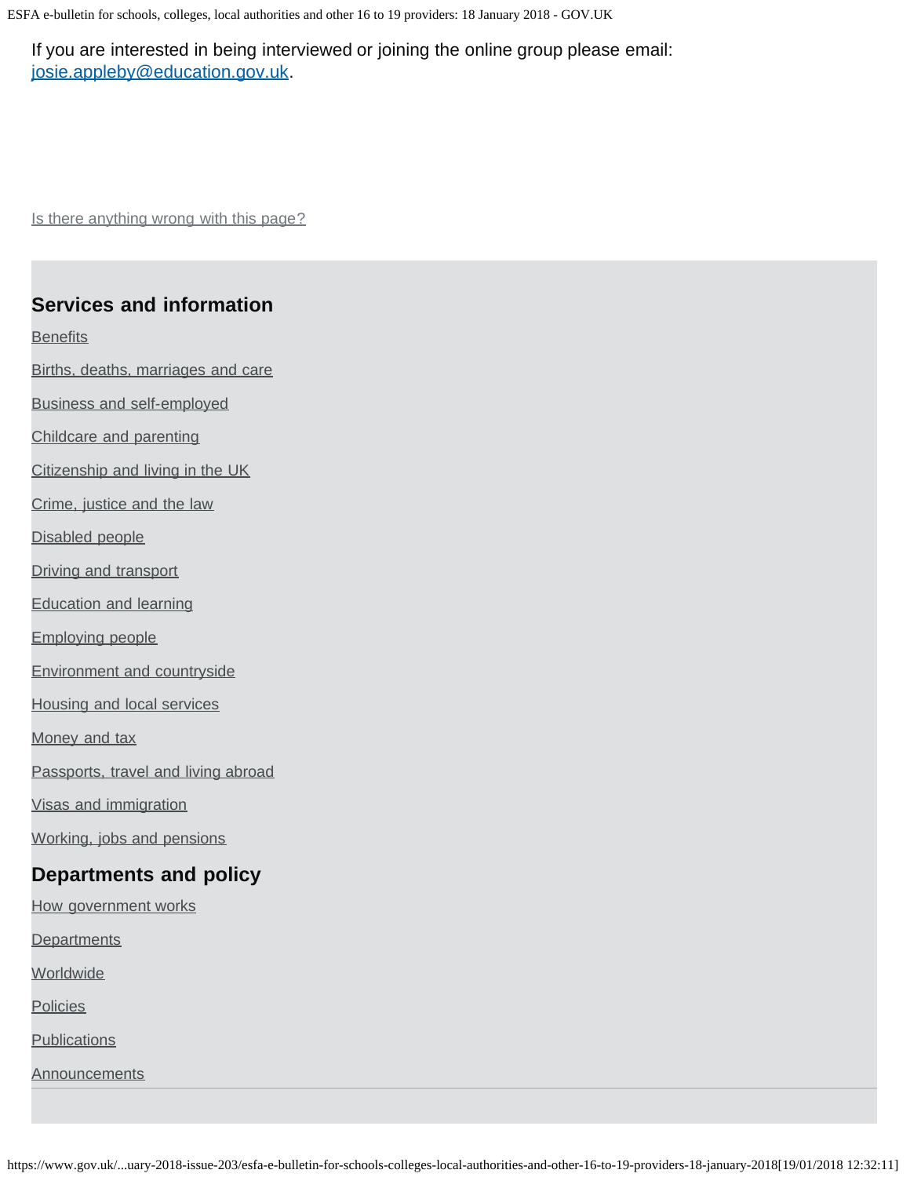If you are interested in being interviewed or joining the online group please email: josie.appleby@education.gov.uk.

Is there anything wrong with this page?

## Services and information

Benefits

Births, deaths, marriages and care

Business and self-employed

Childcare and parenting

Citizenship and living in the UK

Crime, justice and the law

Disabled people

Driving and transport

Education and learning

Employing people

Environment and countryside

Housing and local services

Money and tax

Passports, travel and living abroad

Visas and immigration

Working, jobs and pensions

## Departments and policy

How government works

Departments

Worldwide

Policies

Publications

Announcements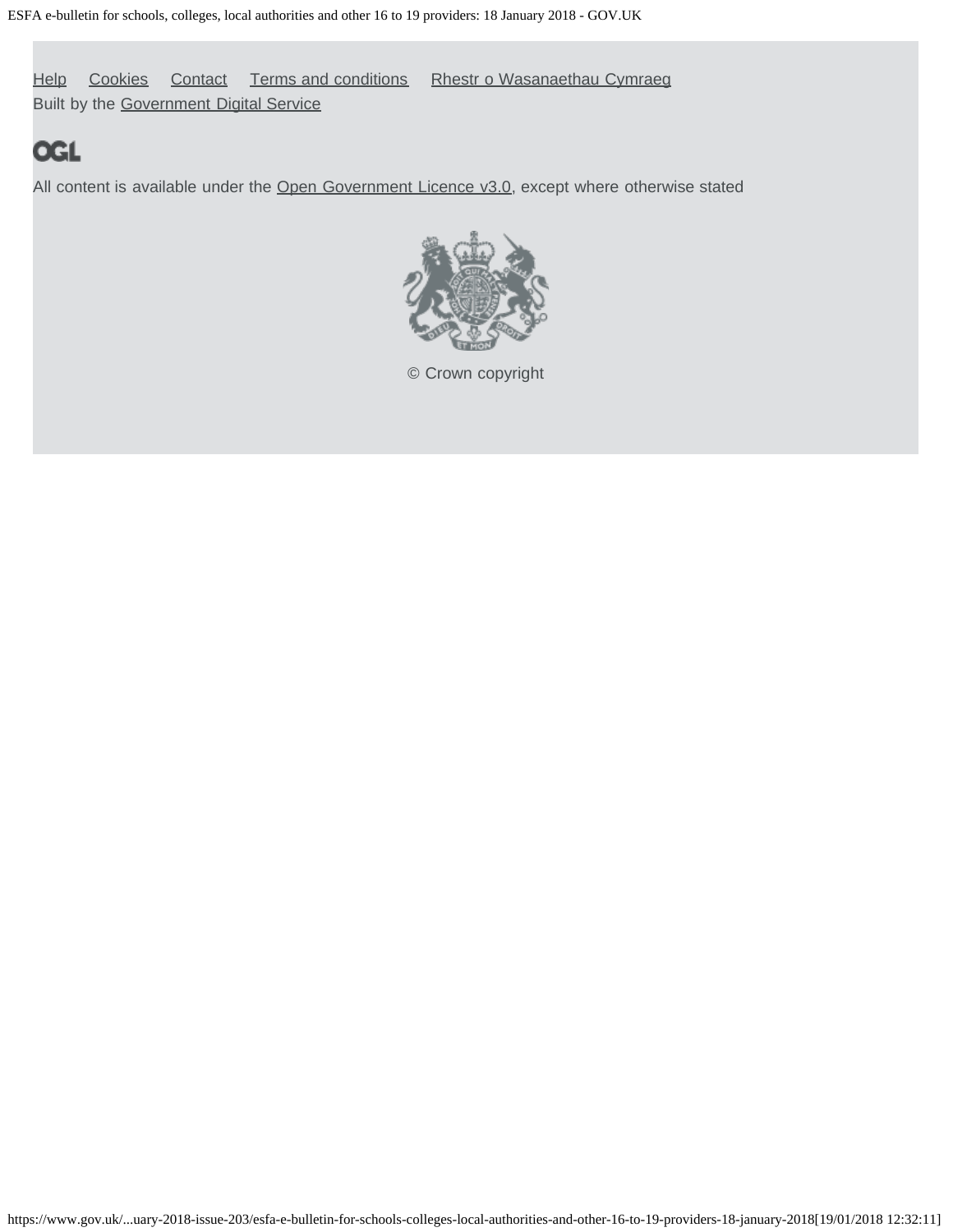Help Cookies Contact Terms and conditions Rhestr o Wasanaethau Cymraeg
Built by the Government Digital Service

OGL

All content is available under the Open Government Licence v3.0, except where otherwise stated

© Crown copyright